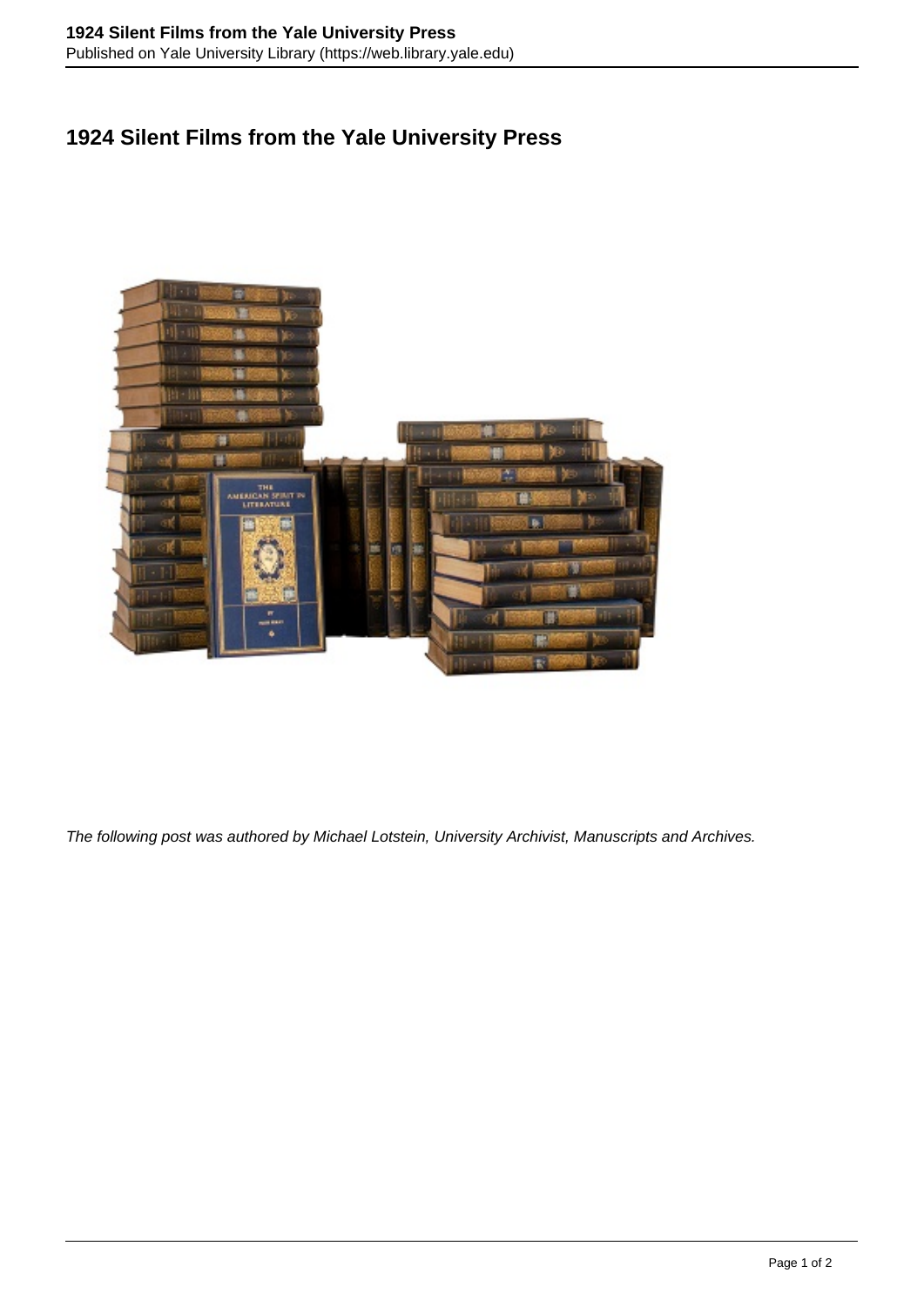# 1924 Silent Films from the Yale University Press

*The following post was authored by Michael Lotstein, University Archivist, Manuscripts and Archives.*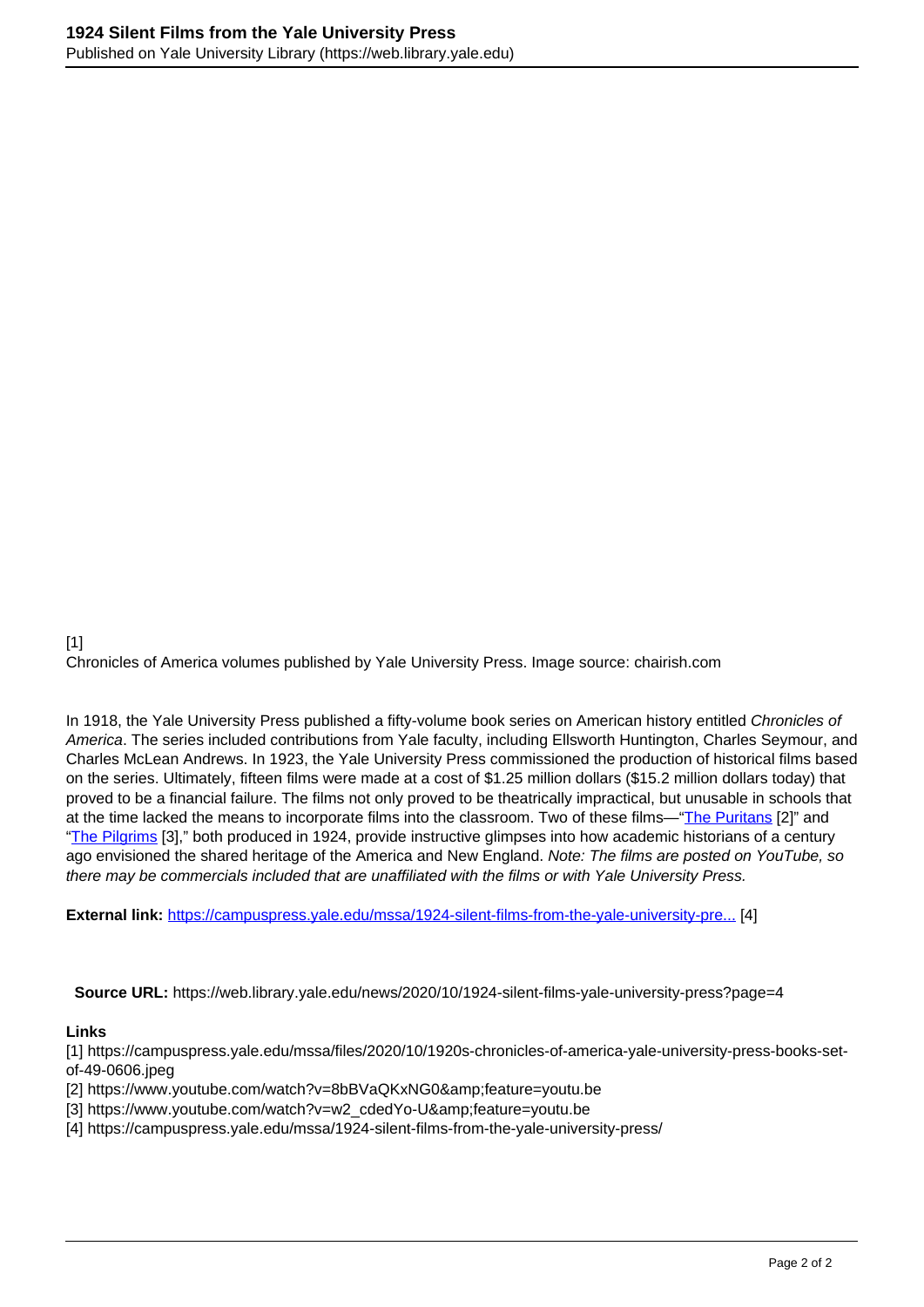[1]
Chronicles of America volumes published by Yale University Press. Image source: chairish.com

In 1918, the Yale University Press published a fifty-volume book series on American history entitled *Chronicles of America*. The series included contributions from Yale faculty, including Ellsworth Huntington, Charles Seymour, and Charles McLean Andrews. In 1923, the Yale University Press commissioned the production of historical films based on the series. Ultimately, fifteen films were made at a cost of $1.25 million dollars ($15.2 million dollars today) that proved to be a financial failure. The films not only proved to be theatrically impractical, but unusable in schools that at the time lacked the means to incorporate films into the classroom. Two of these films—"The Puritans [2]" and "The Pilgrims [3]," both produced in 1924, provide instructive glimpses into how academic historians of a century ago envisioned the shared heritage of the America and New England. *Note: The films are posted on YouTube, so there may be commercials included that are unaffiliated with the films or with Yale University Press.*

**External link:** https://campuspress.yale.edu/mssa/1924-silent-films-from-the-yale-university-pre... [4]

**Source URL:** https://web.library.yale.edu/news/2020/10/1924-silent-films-yale-university-press?page=4

**Links**

[1] https://campuspress.yale.edu/mssa/files/2020/10/1920s-chronicles-of-america-yale-university-press-books-set-of-49-0606.jpeg
[2] https://www.youtube.com/watch?v=8bBVaQKxNG0&amp;feature=youtu.be
[3] https://www.youtube.com/watch?v=w2_cdedYo-U&amp;feature=youtu.be
[4] https://campuspress.yale.edu/mssa/1924-silent-films-from-the-yale-university-press/